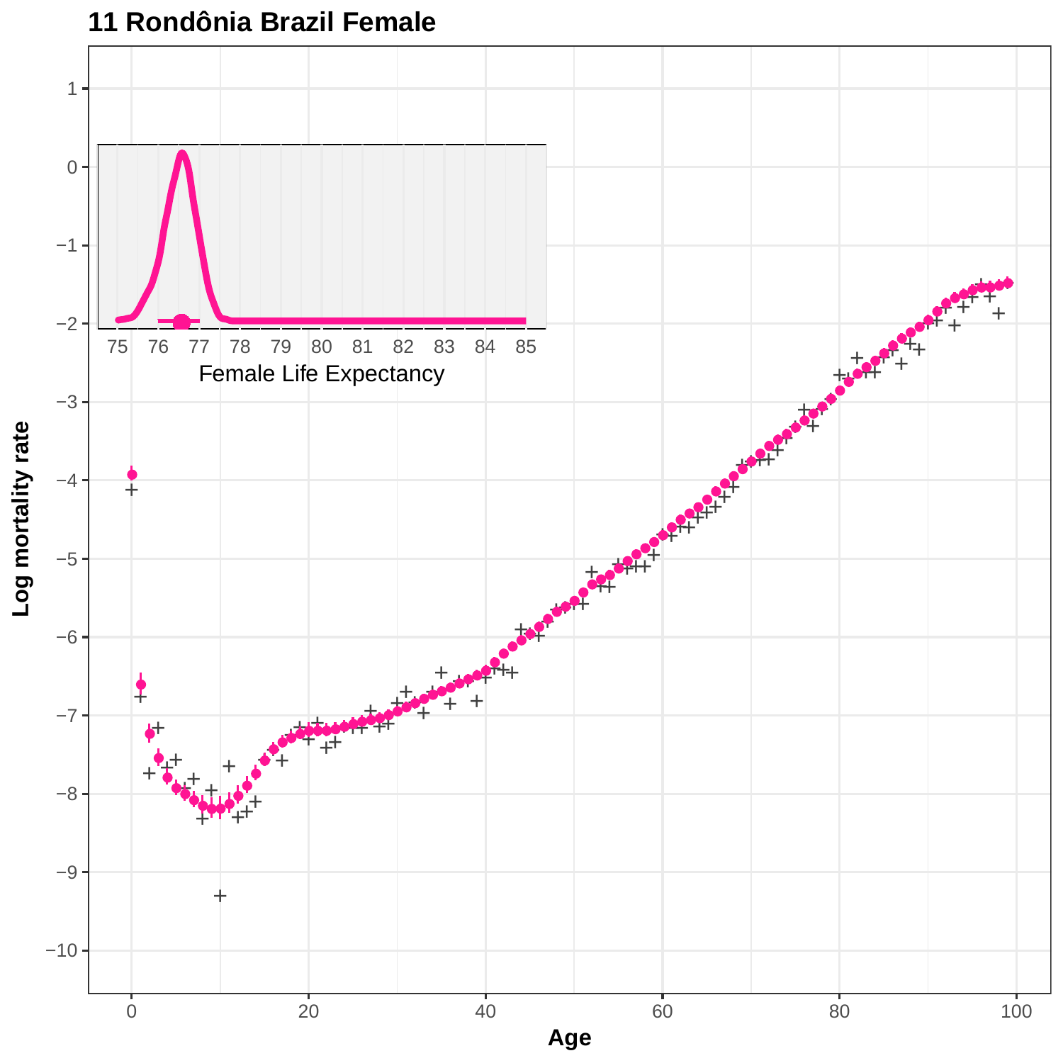# 11 Rondônia Brazil Female

Log mortality rate

Age

Female Life Expectancy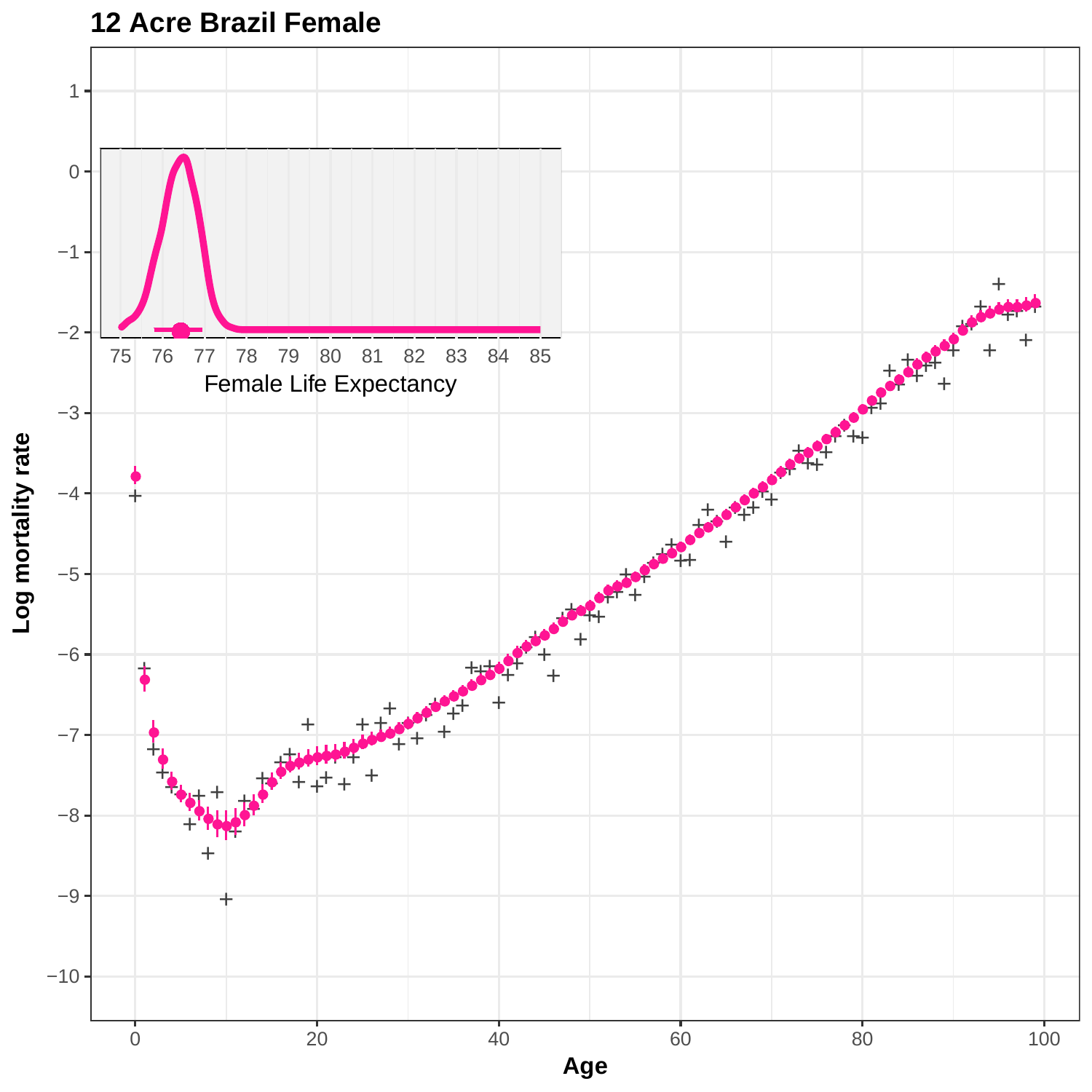**12 Acre Brazil Female**

Log mortality rate

Age

Female Life Expectancy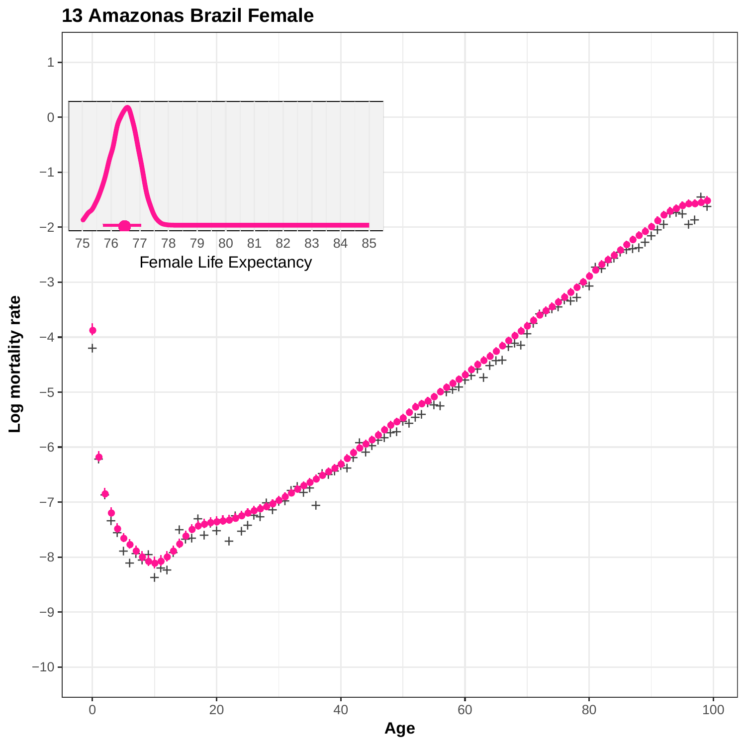## 13 Amazonas Brazil Female

Female Life Expectancy

Log mortality rate

Age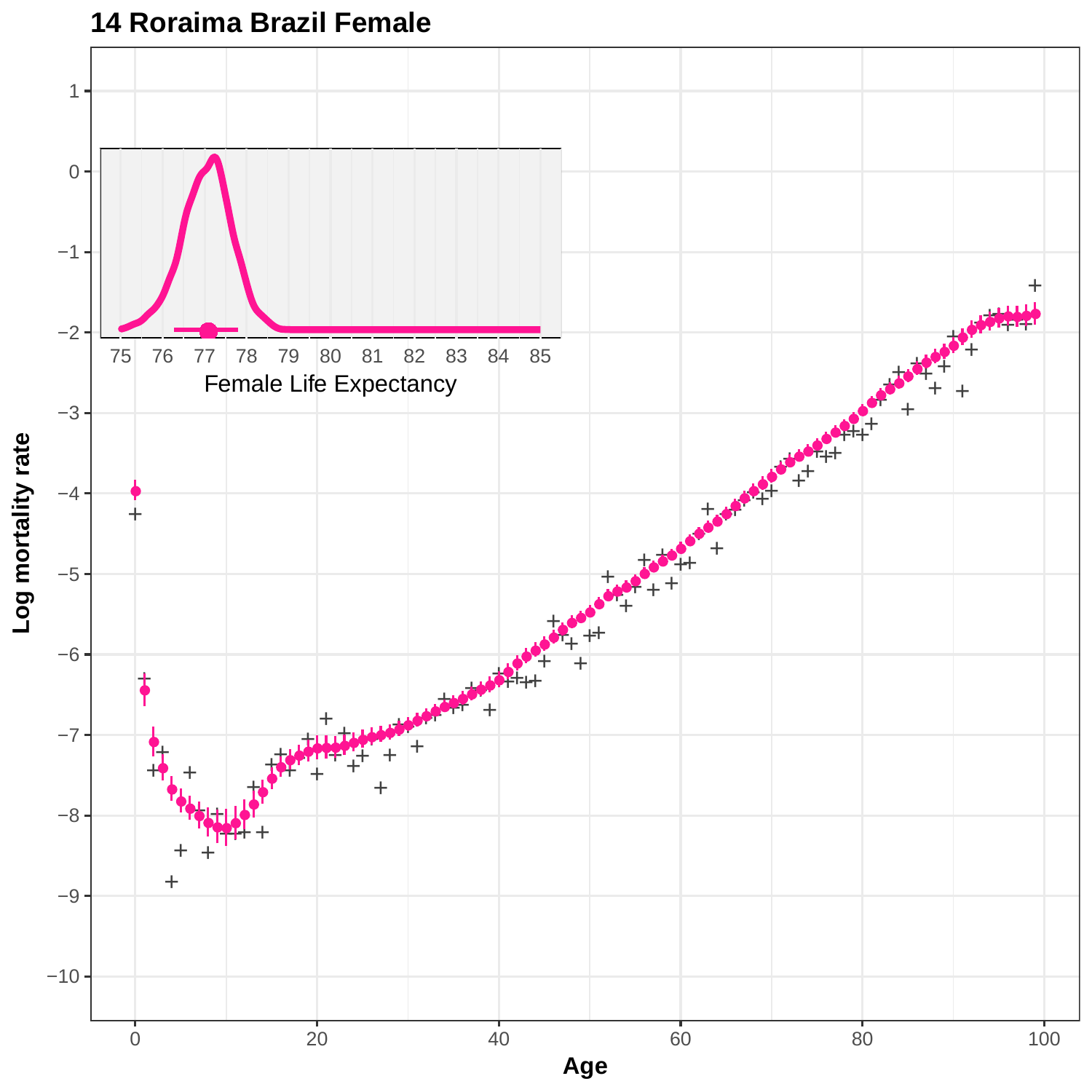**14 Roraima Brazil Female**

Female Life Expectancy

Log mortality rate

Age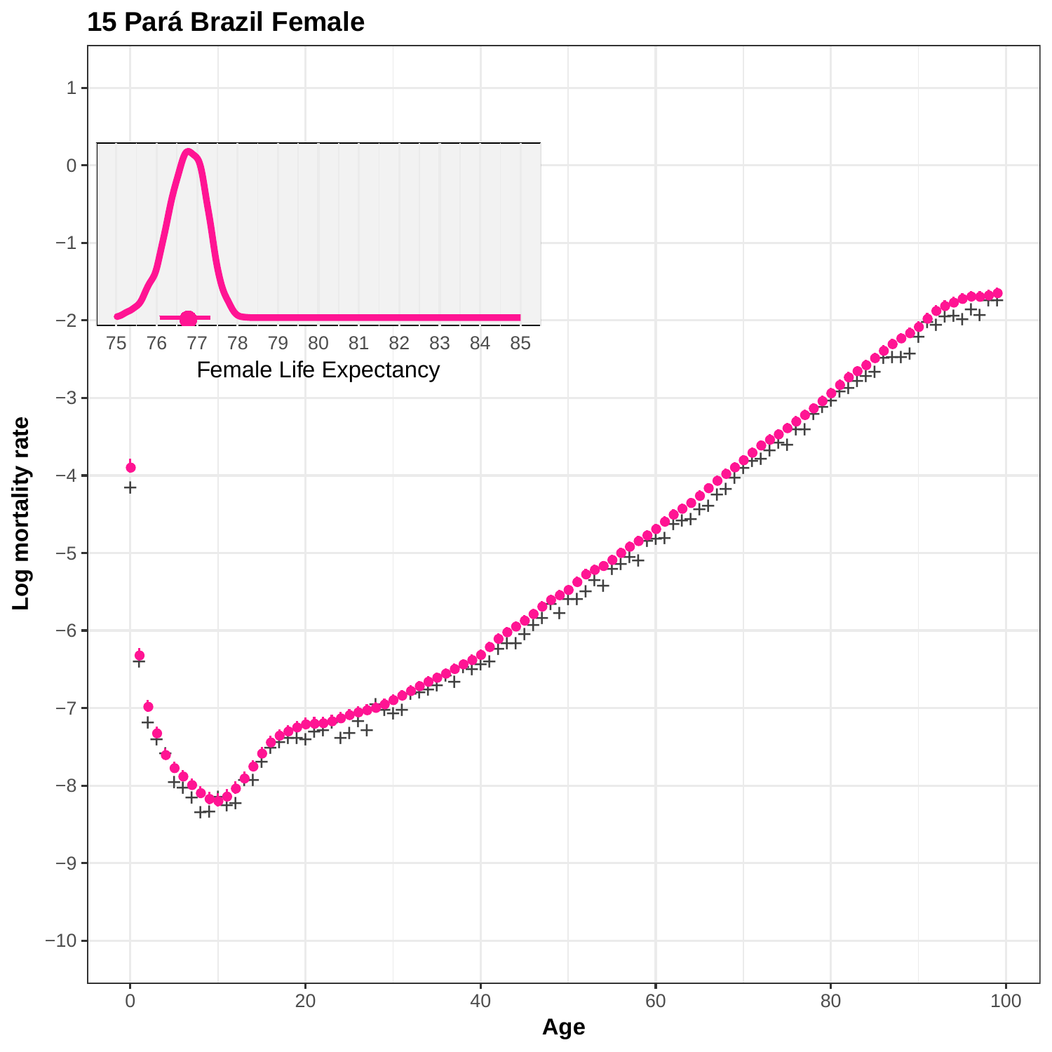**15 Pará Brazil Female**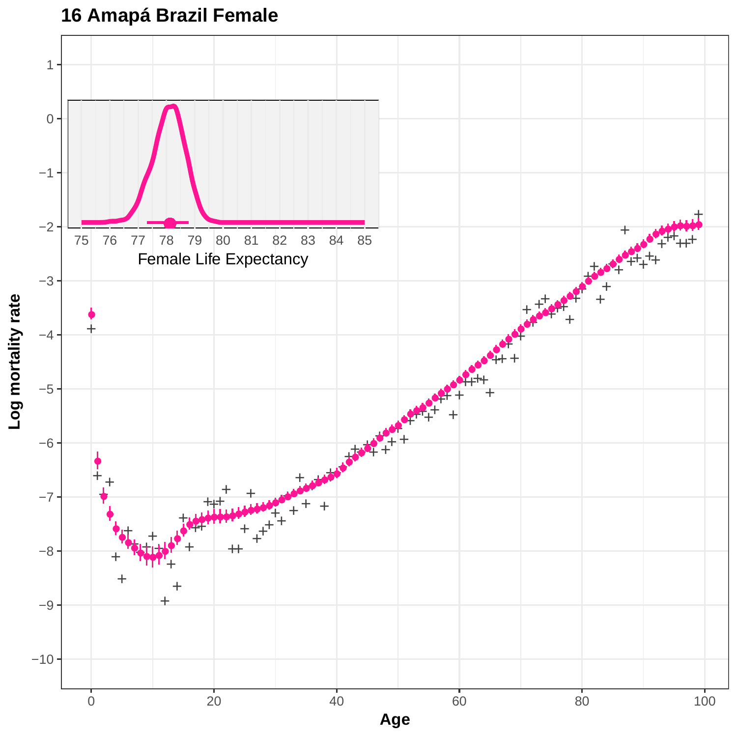# 16 Amapá Brazil Female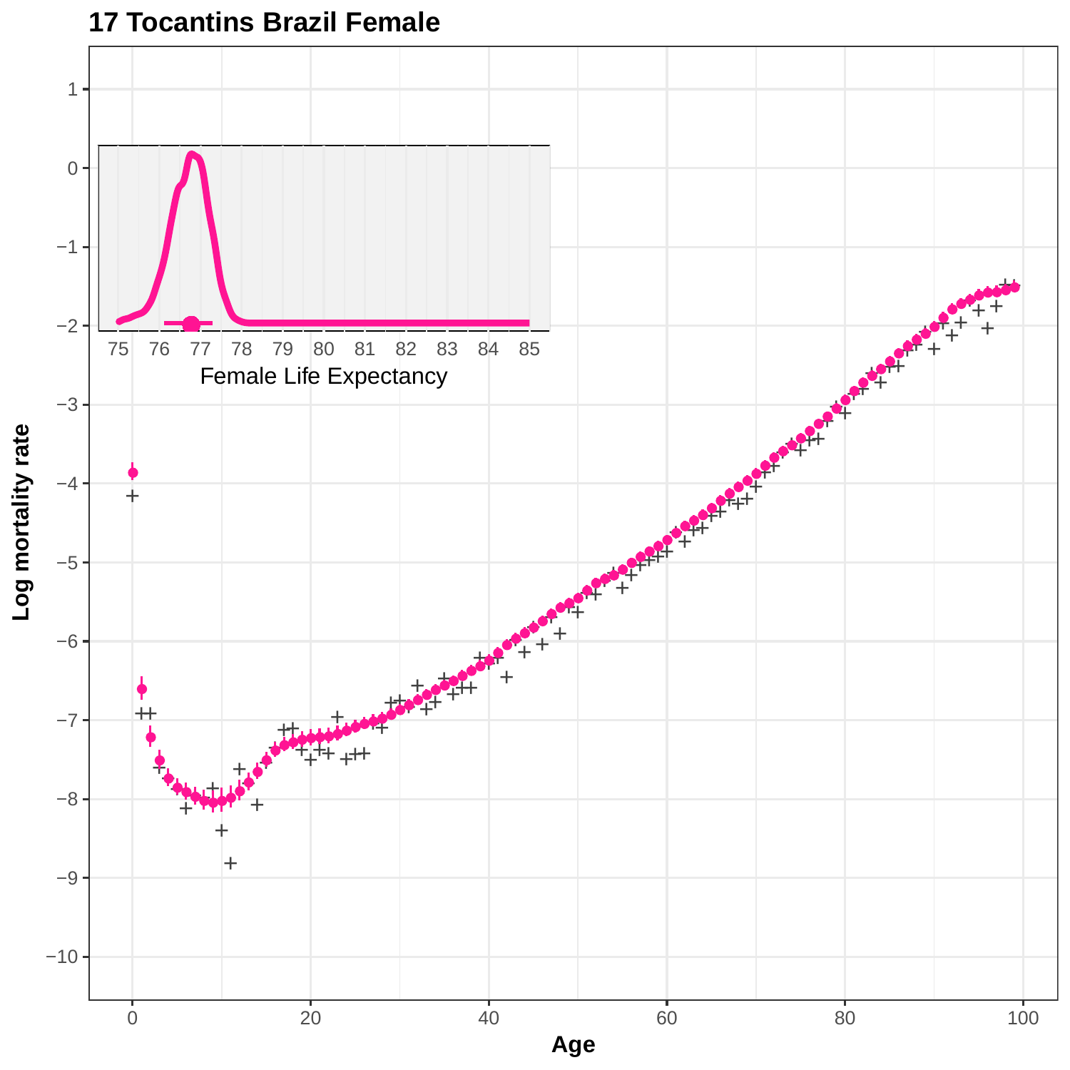**17 Tocantins Brazil Female**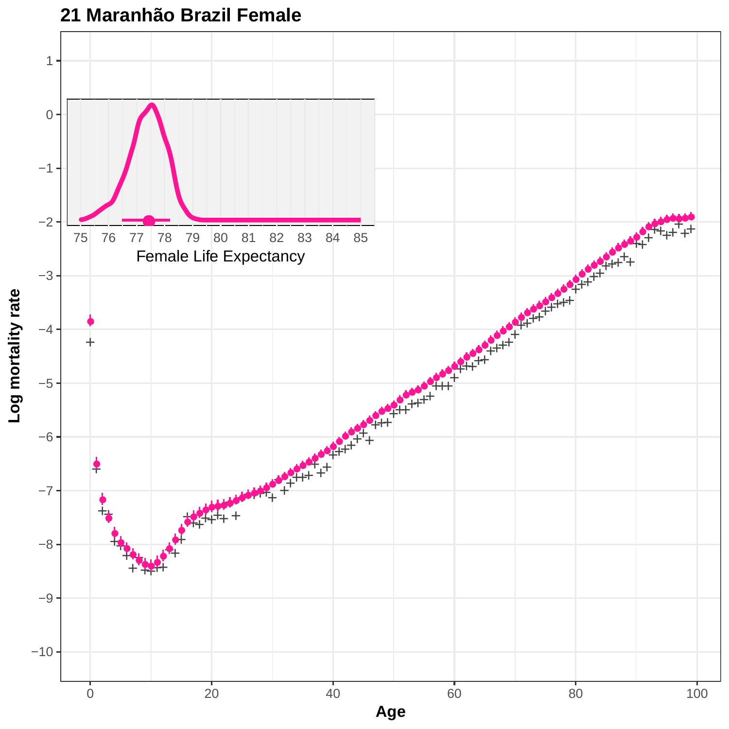## 21 Maranhão Brazil Female

Log mortality rate

Age

Female Life Expectancy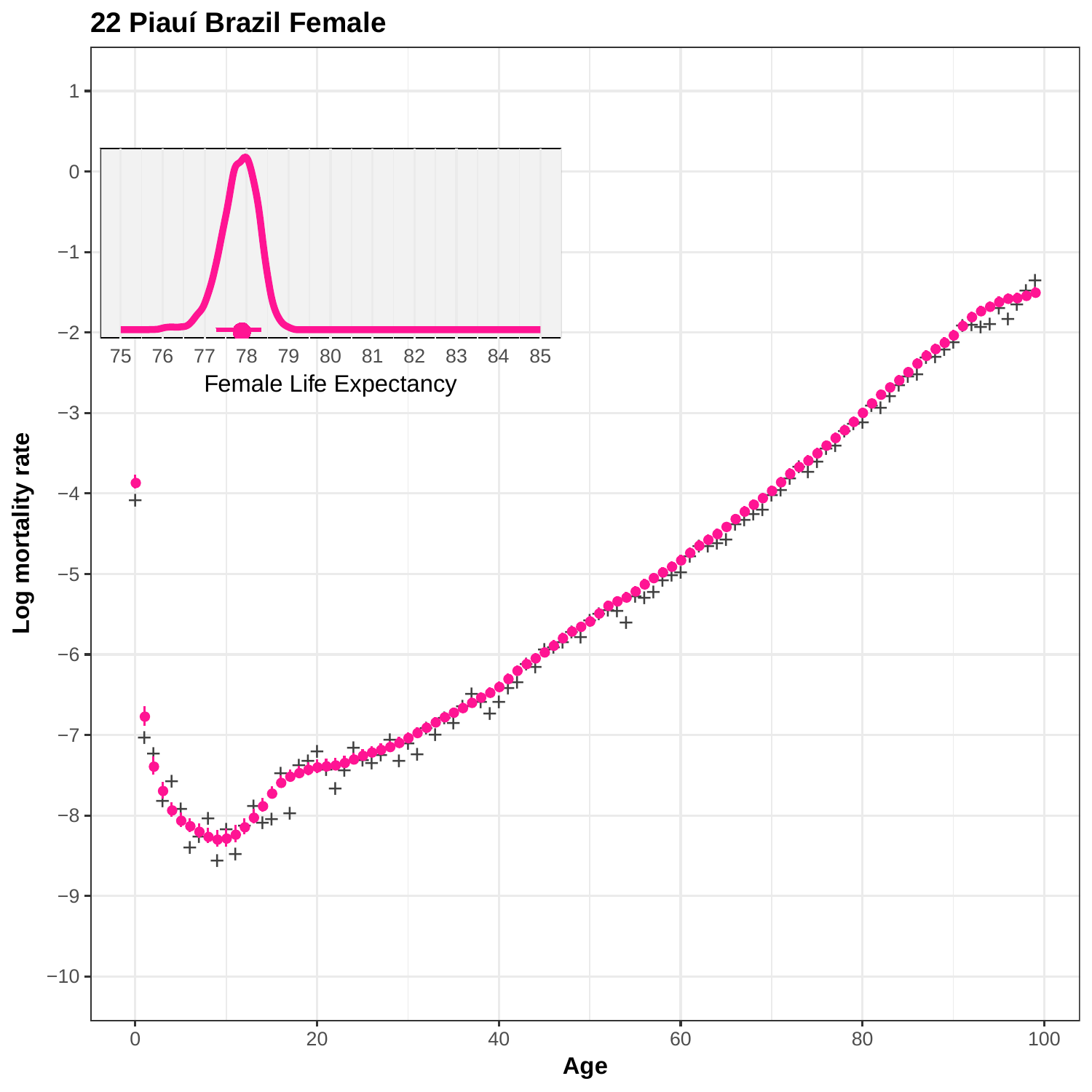## 22 Piauí Brazil Female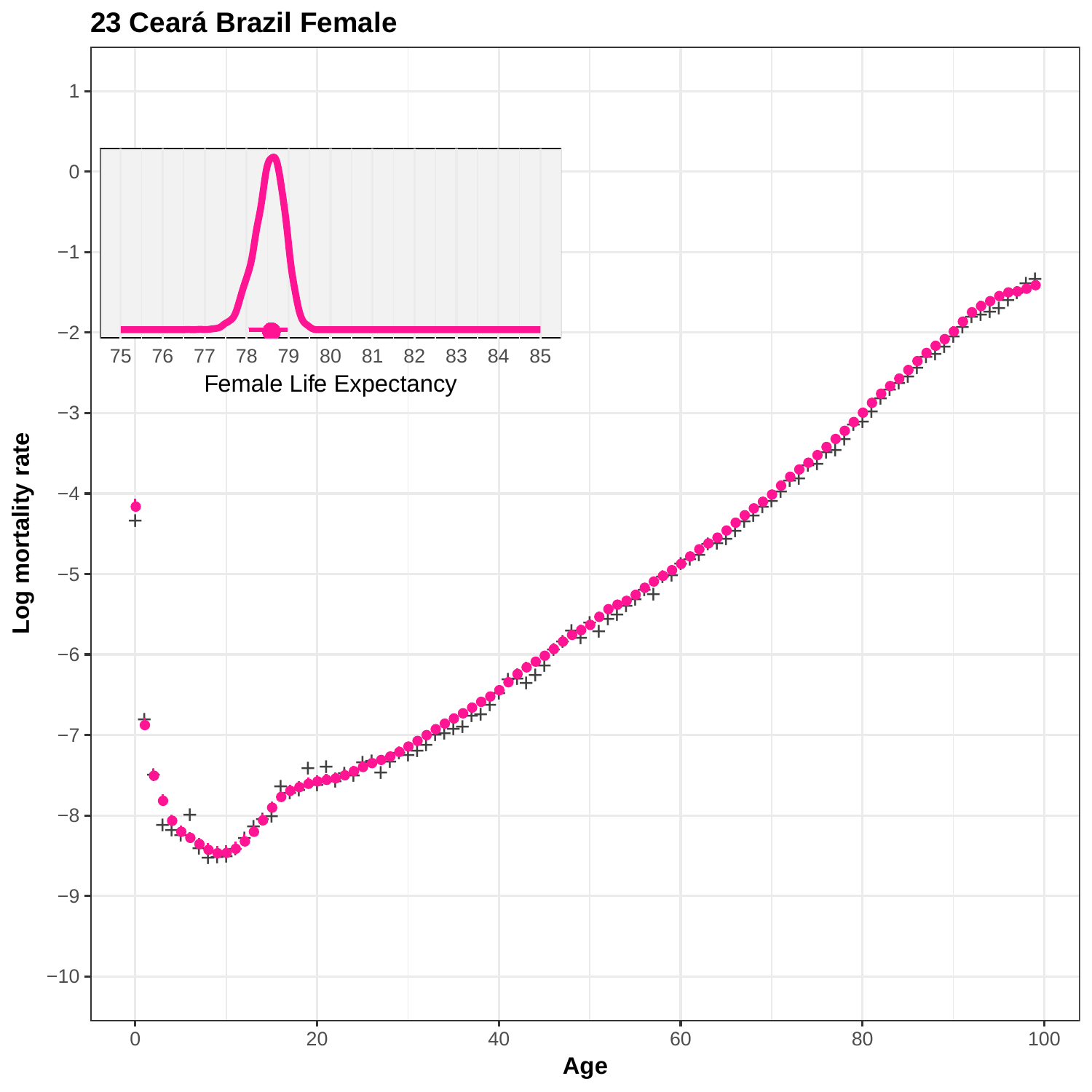**23 Ceará Brazil Female**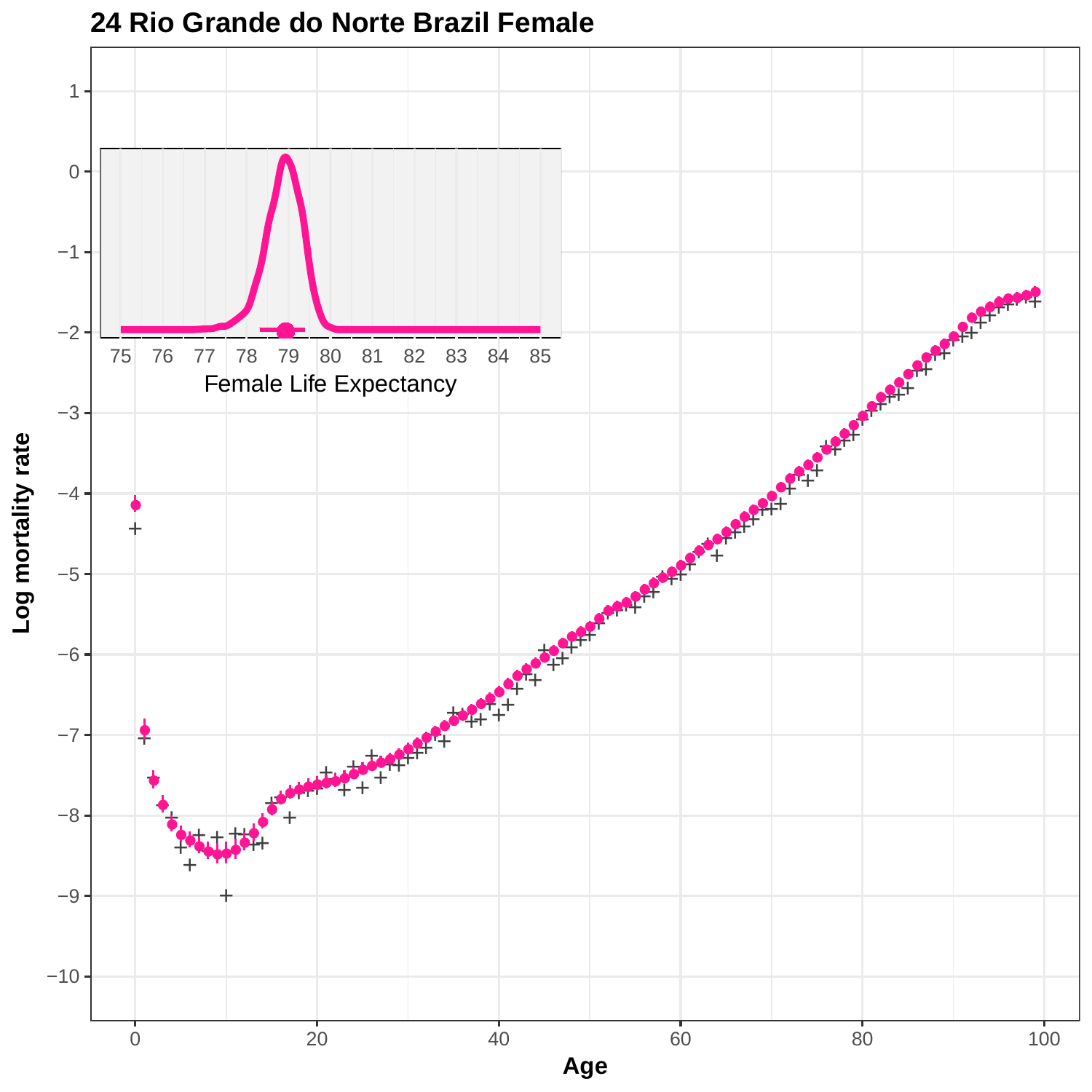# 24 Rio Grande do Norte Brazil Female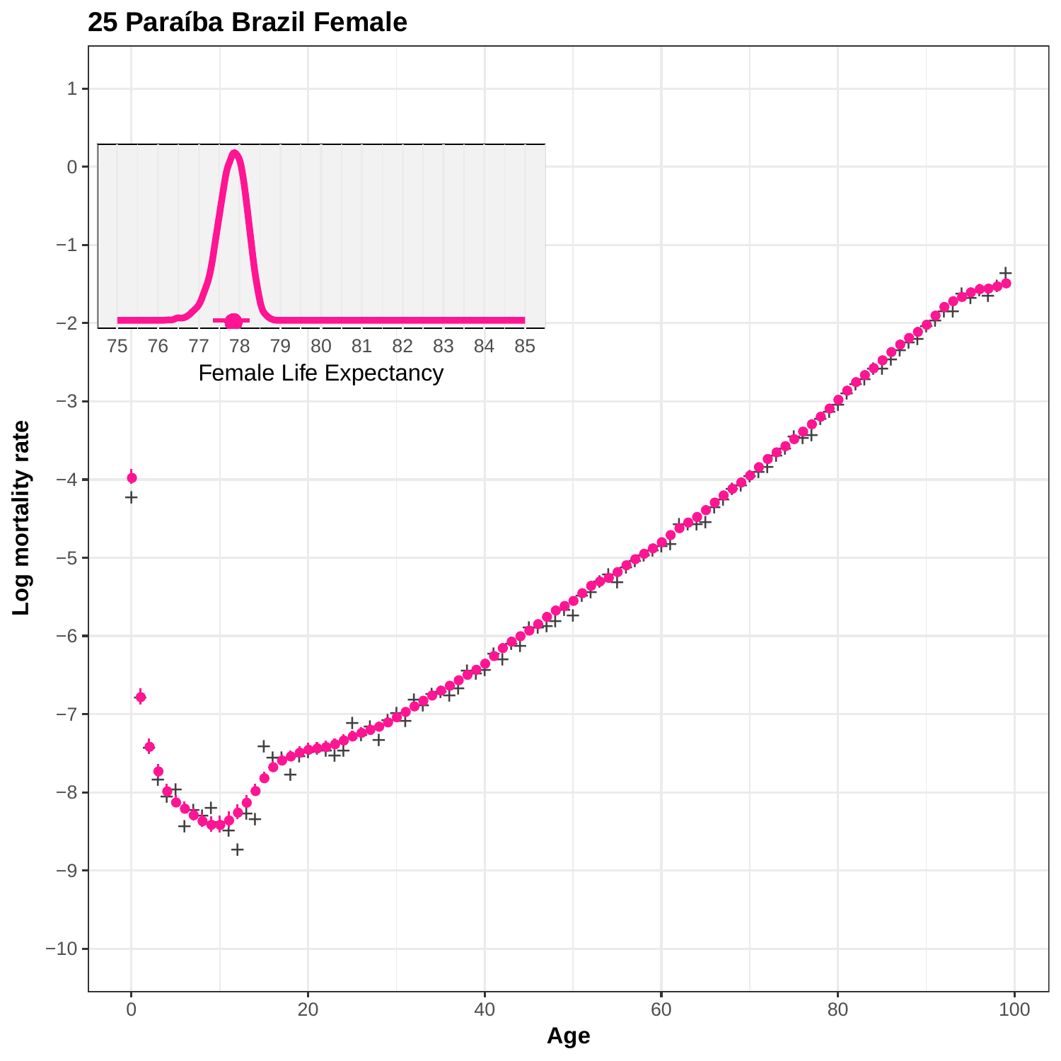**25 Paraíba Brazil Female**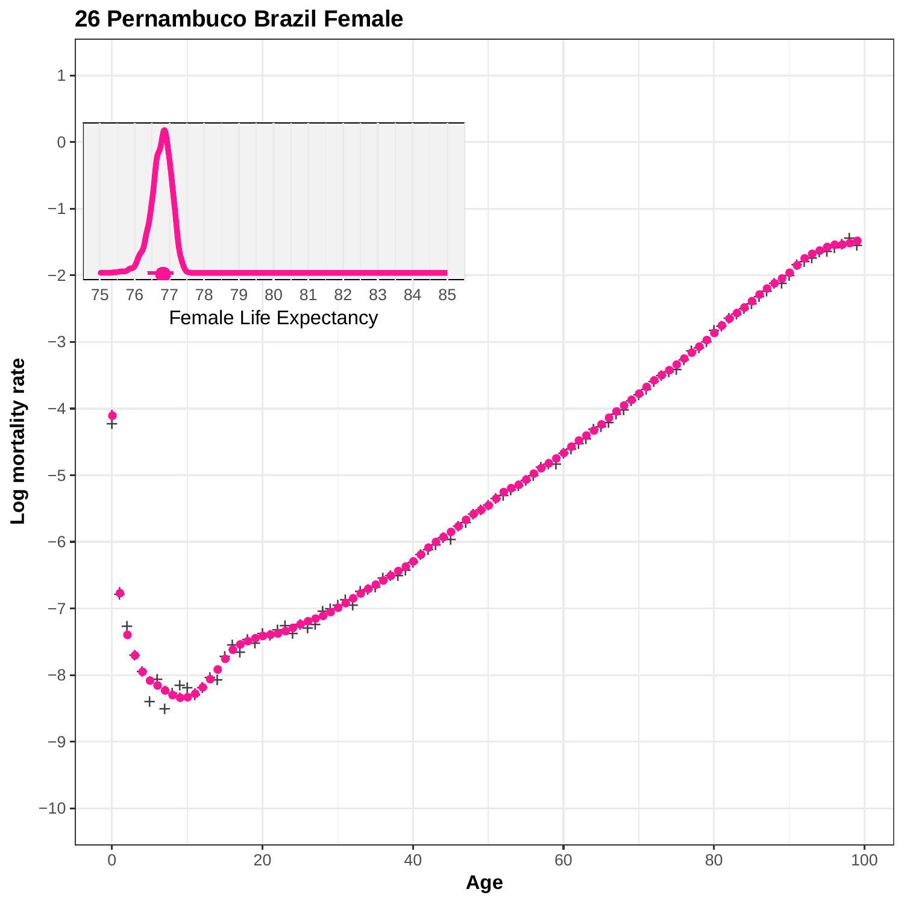## 26 Pernambuco Brazil Female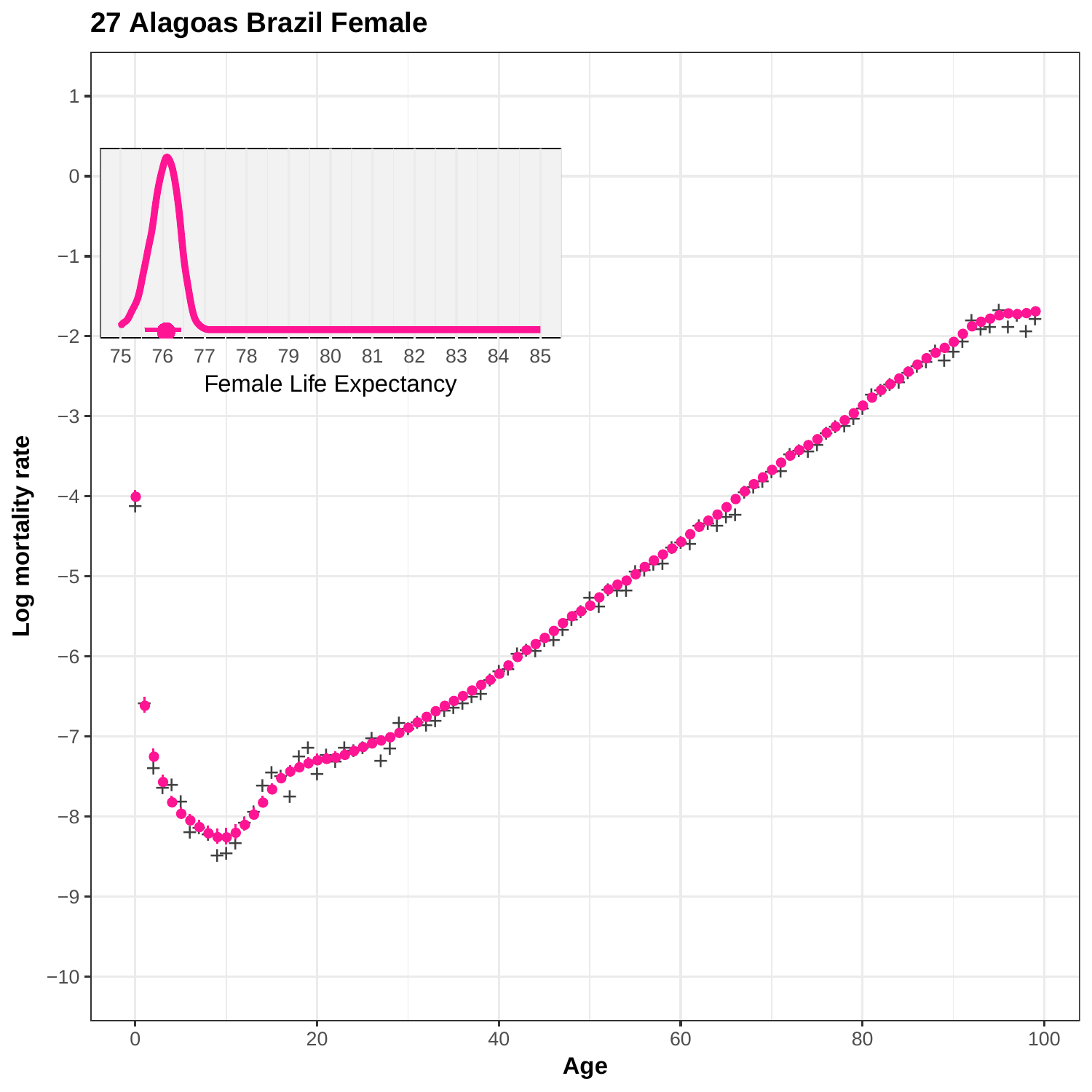# 27 Alagoas Brazil Female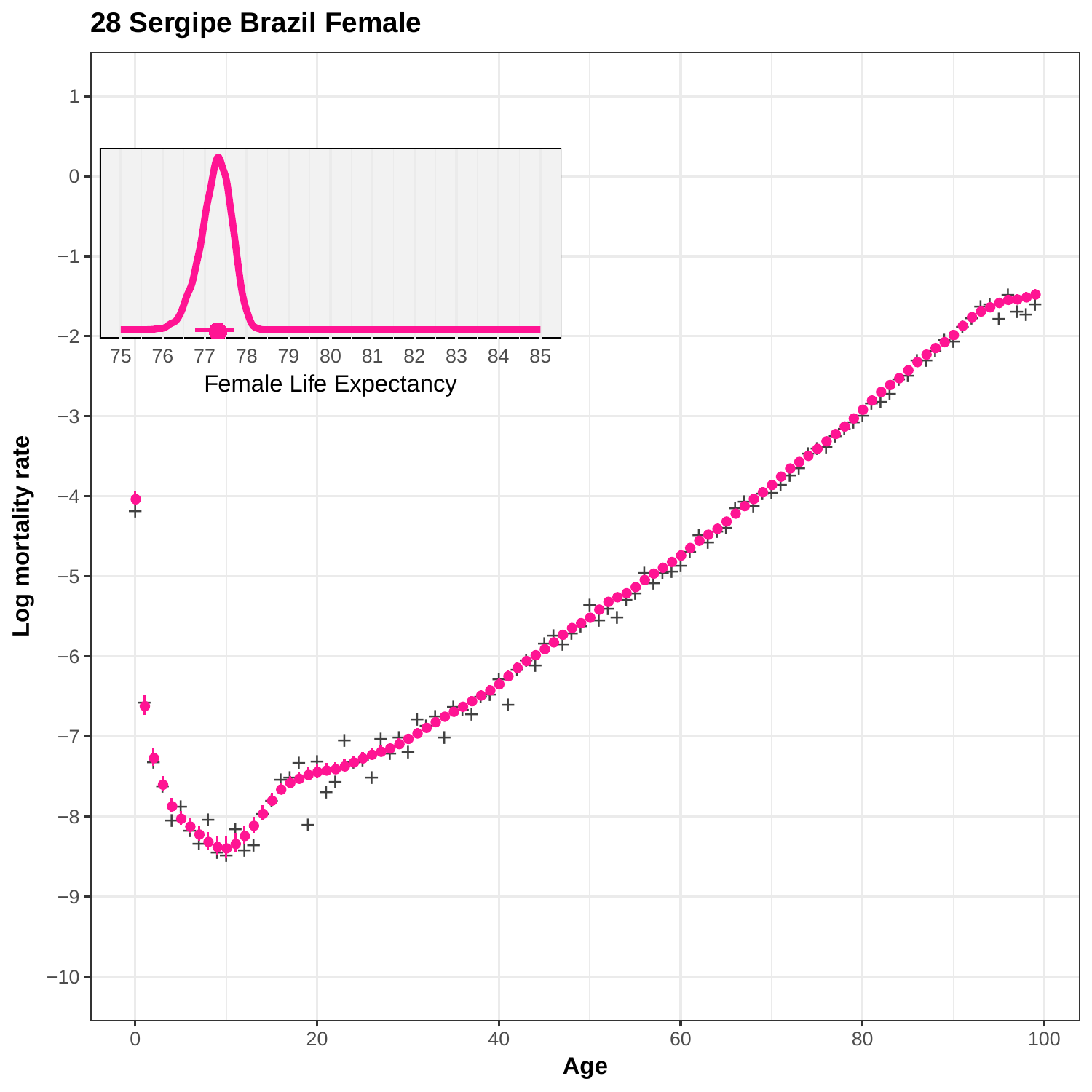# 28 Sergipe Brazil Female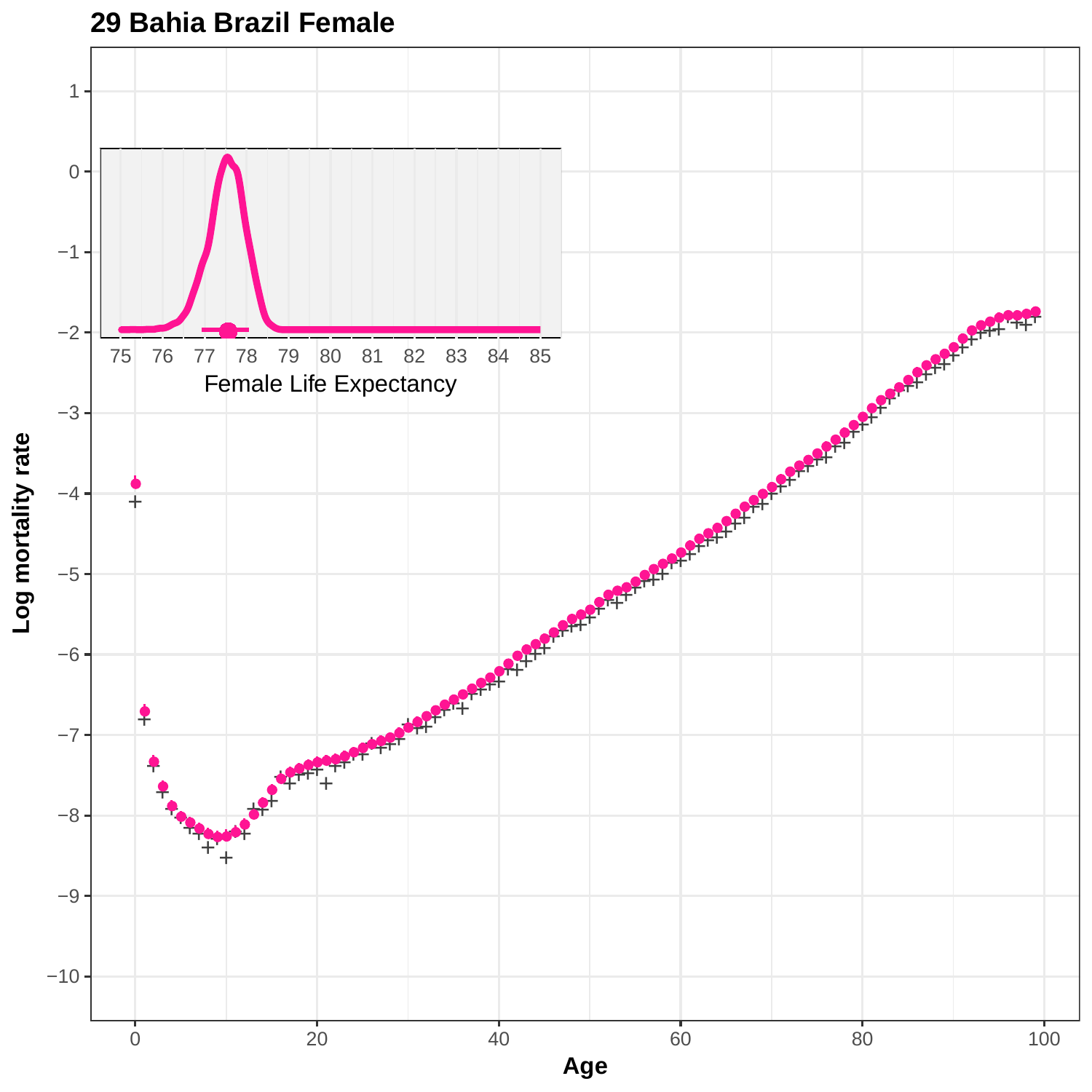# 29 Bahia Brazil Female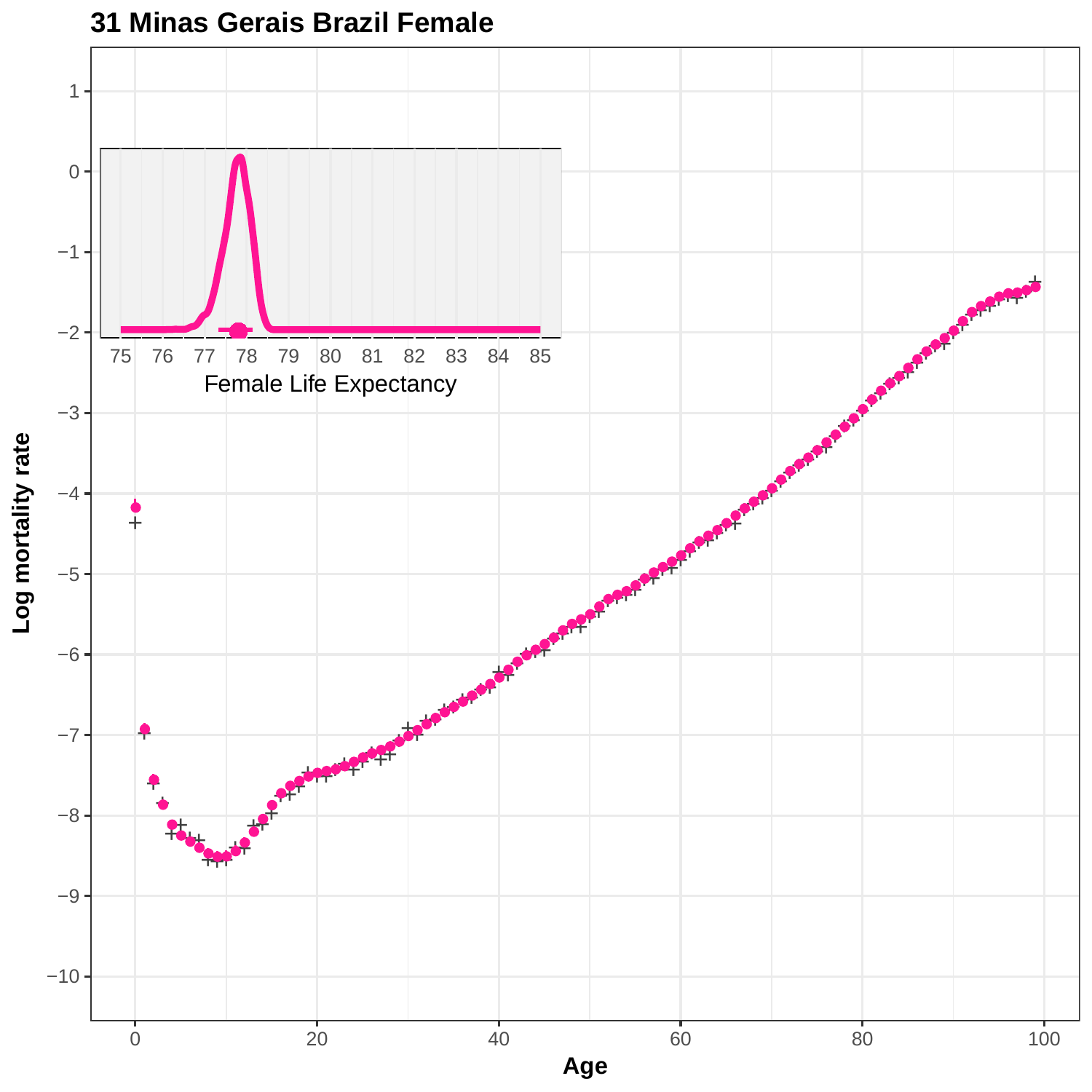# 31 Minas Gerais Brazil Female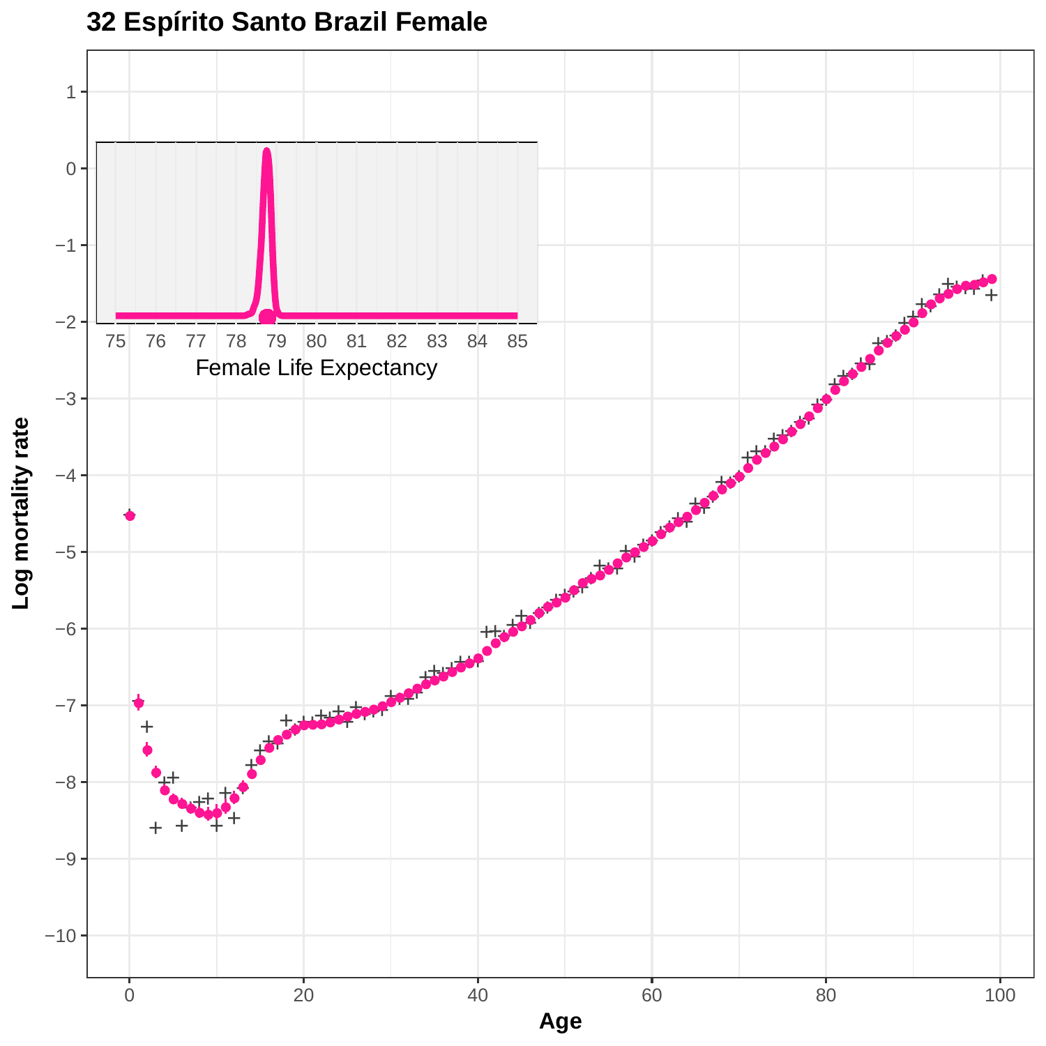# 32 Espírito Santo Brazil Female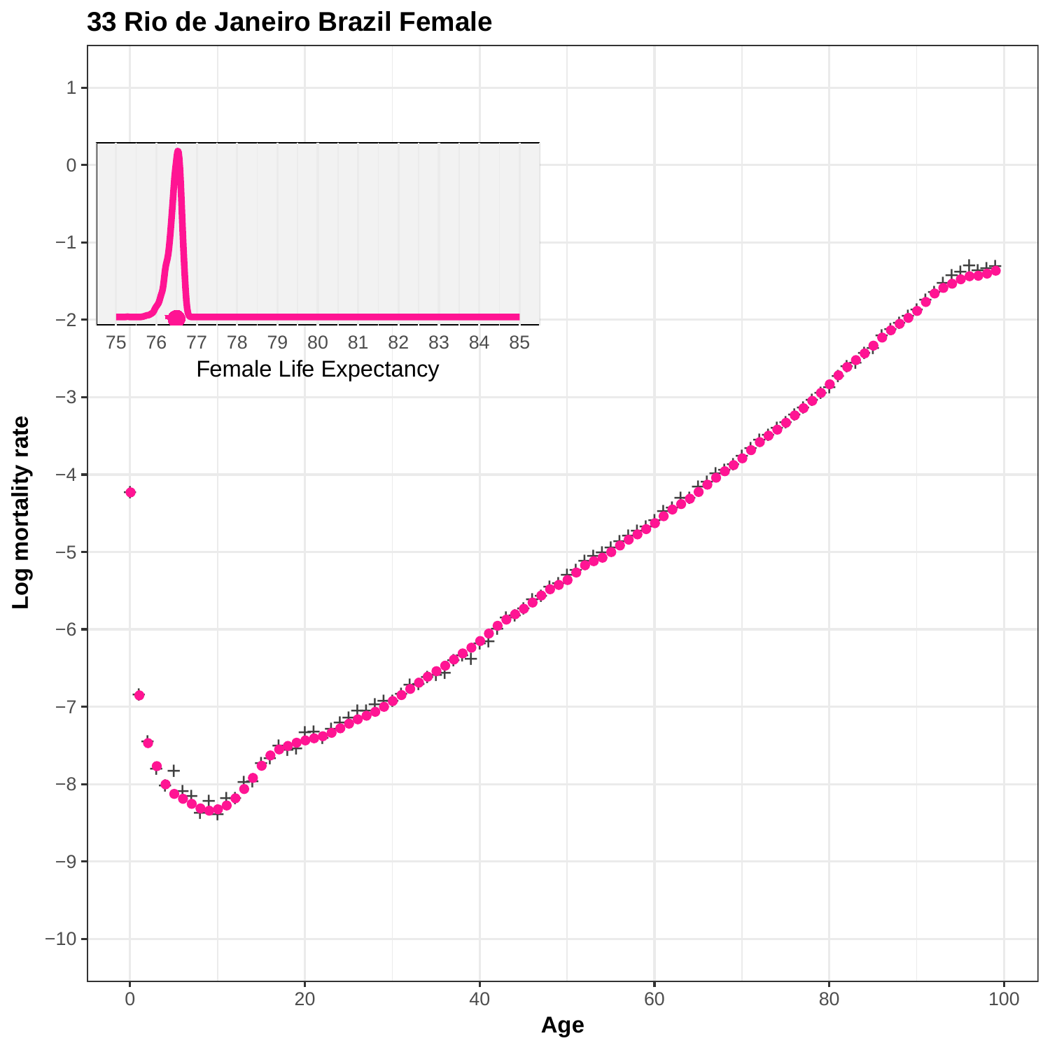## 33 Rio de Janeiro Brazil Female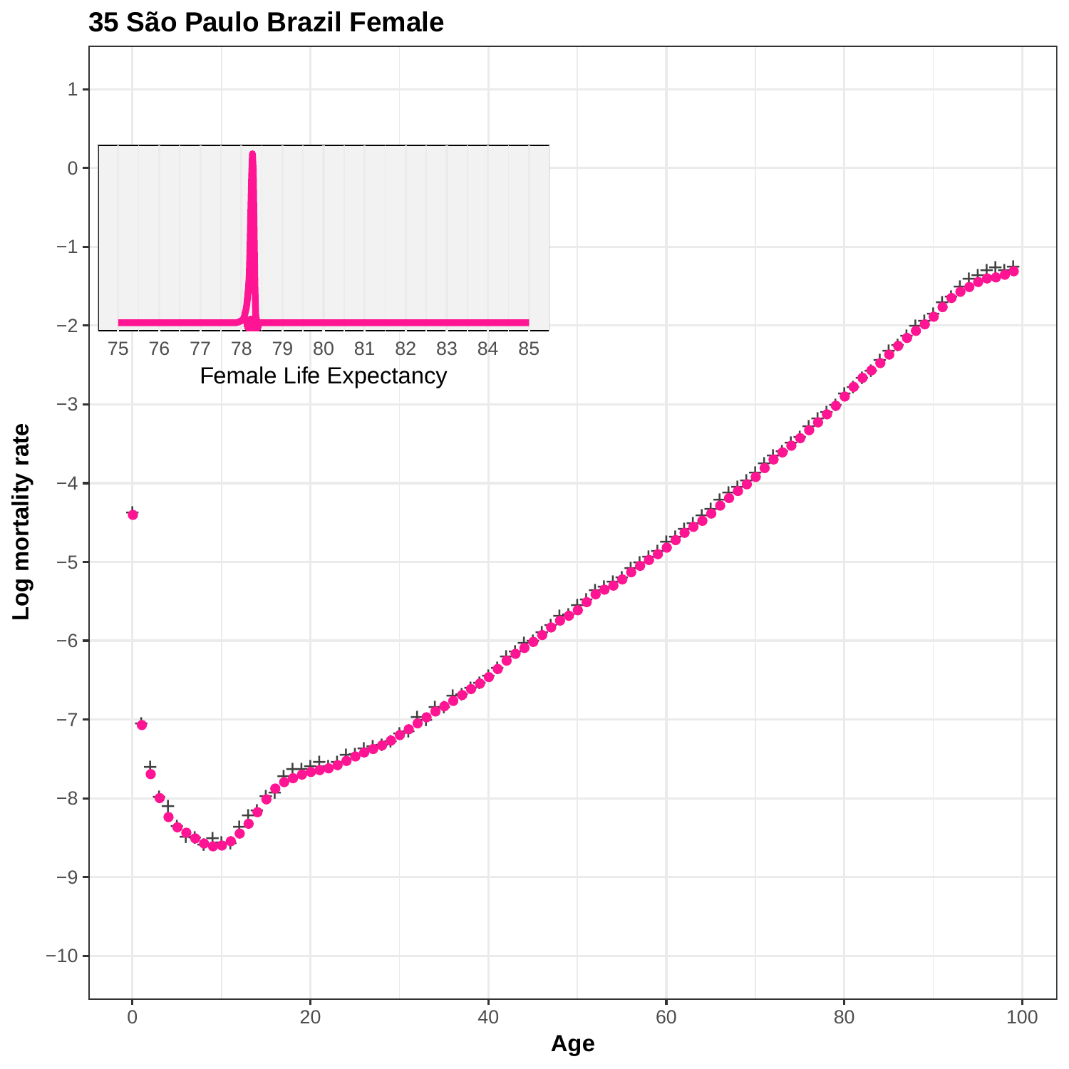# 35 São Paulo Brazil Female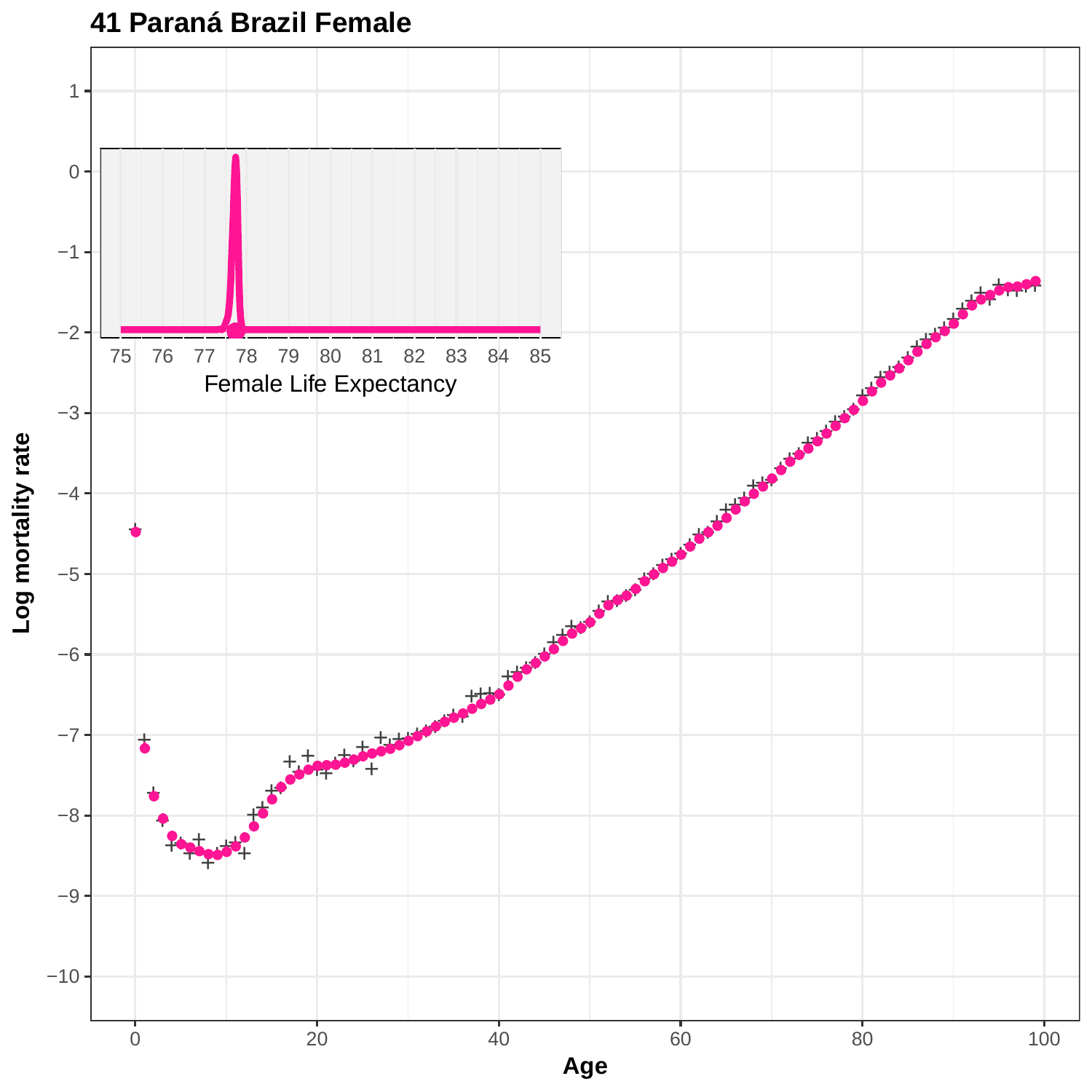# 41 Paraná Brazil Female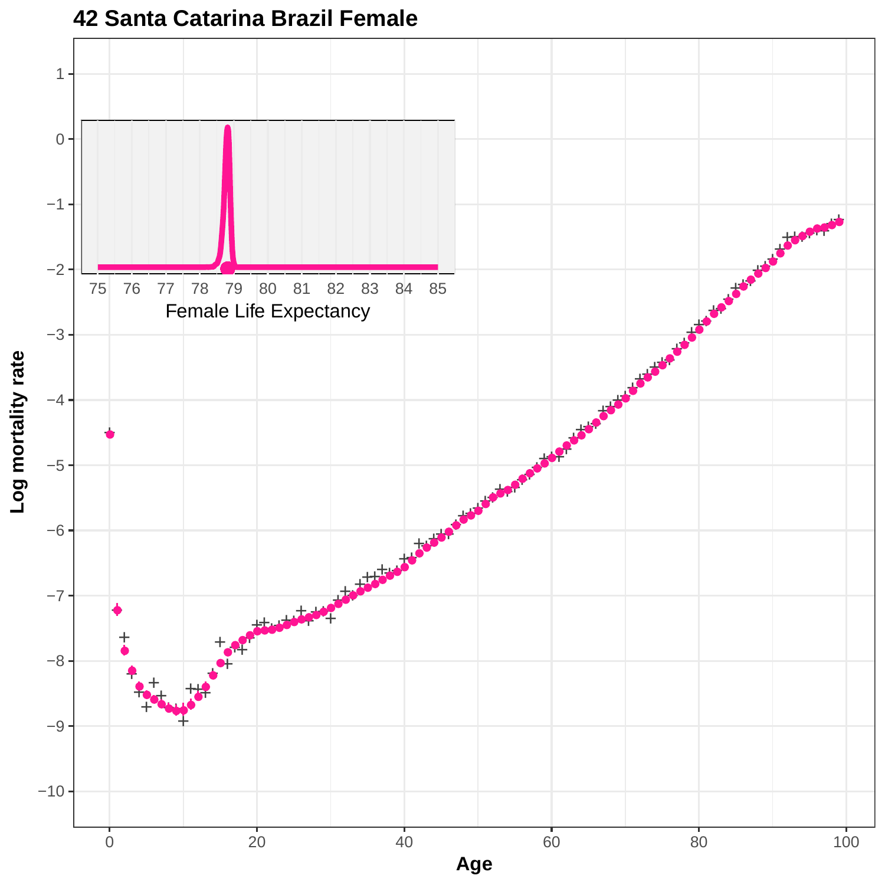**42 Santa Catarina Brazil Female**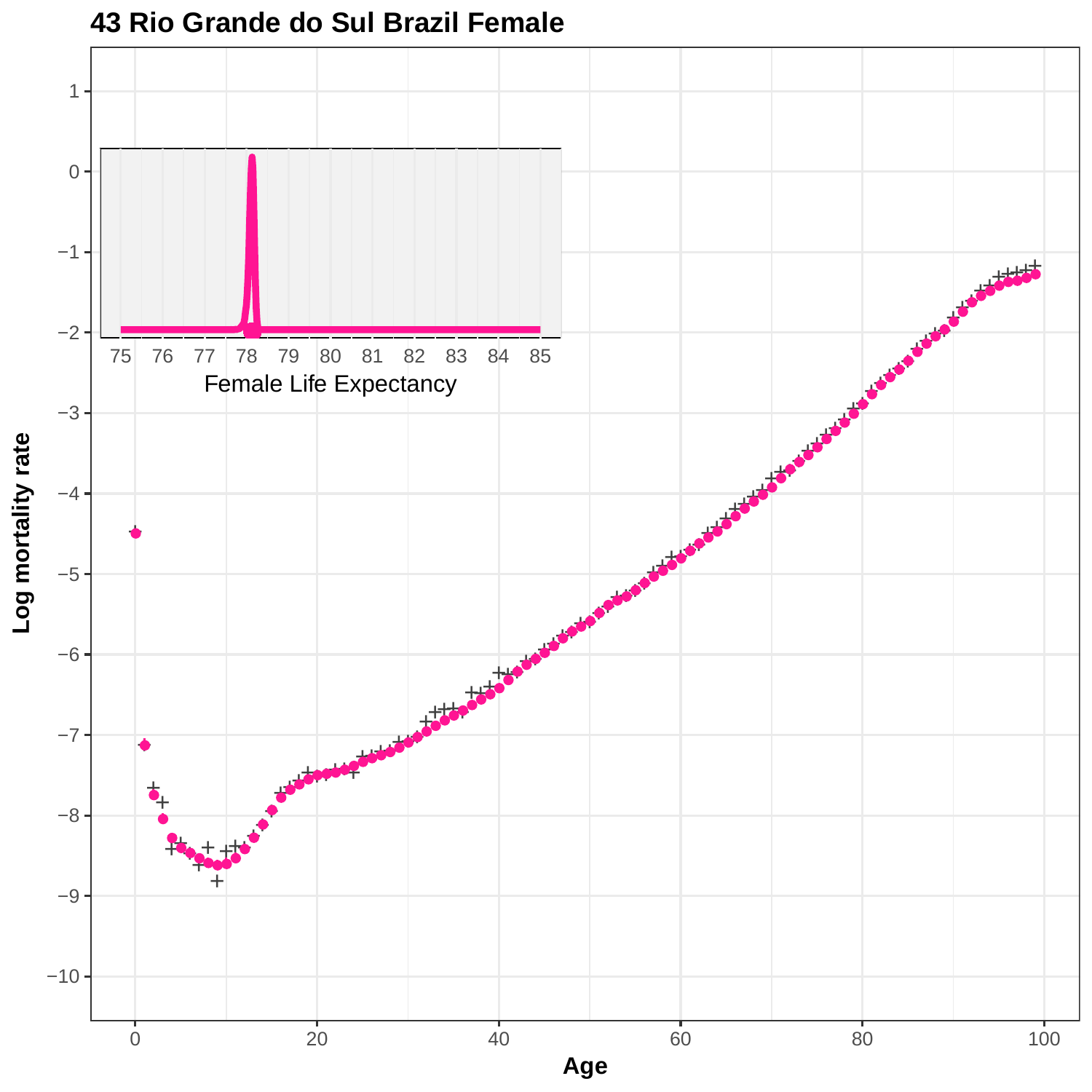# 43 Rio Grande do Sul Brazil Female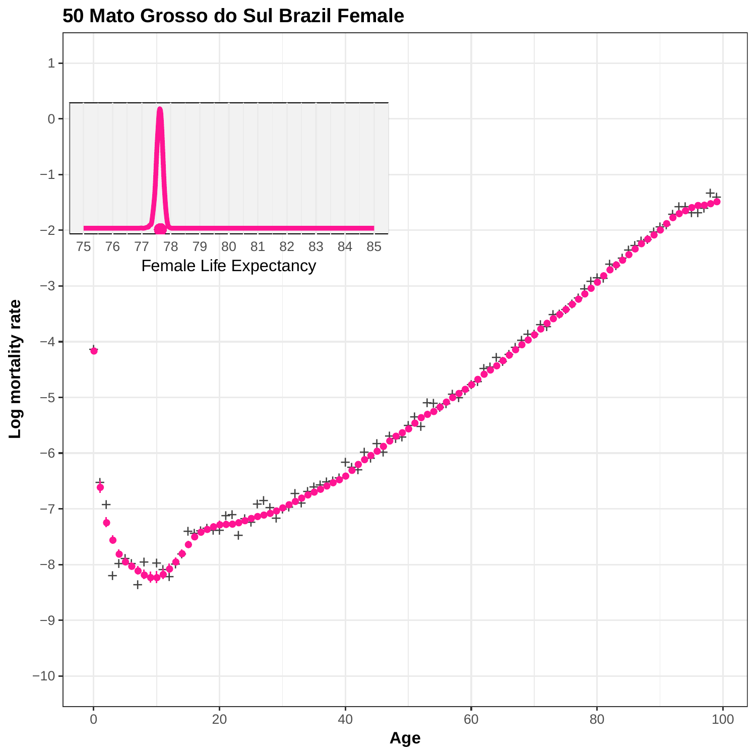**50 Mato Grosso do Sul Brazil Female**

Female Life Expectancy

Log mortality rate

Age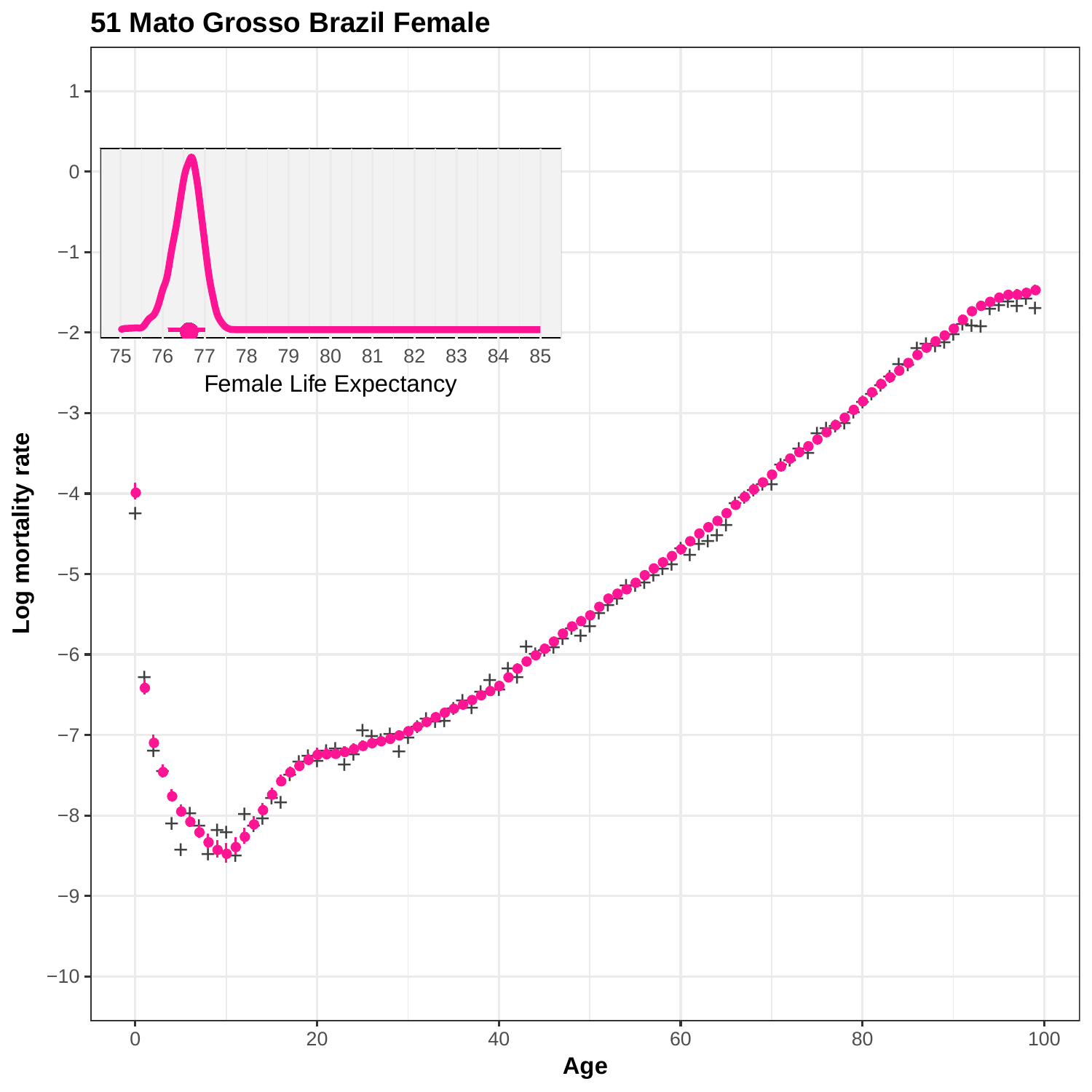**51 Mato Grosso Brazil Female**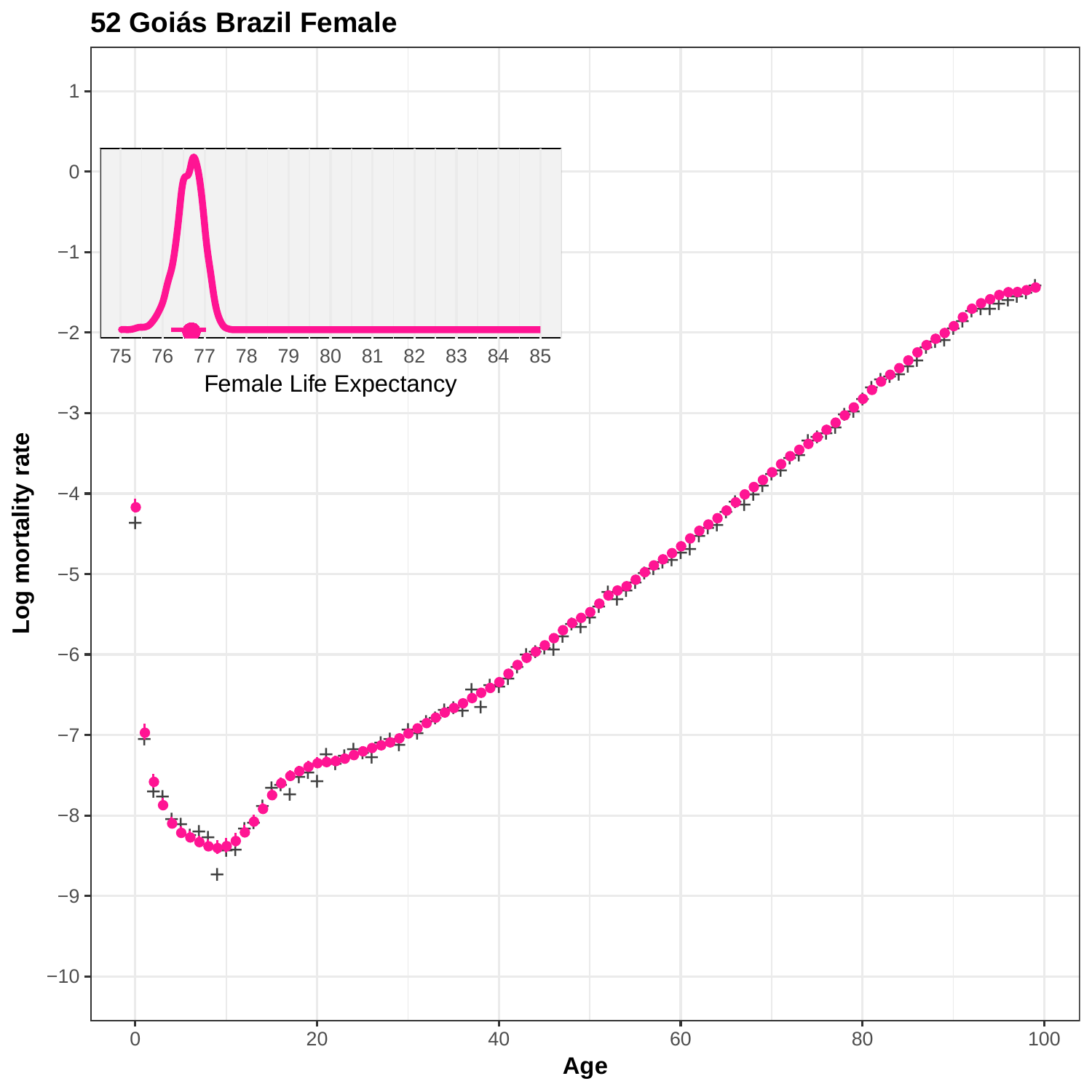## 52 Goiás Brazil Female

Female Life Expectancy

Log mortality rate

Age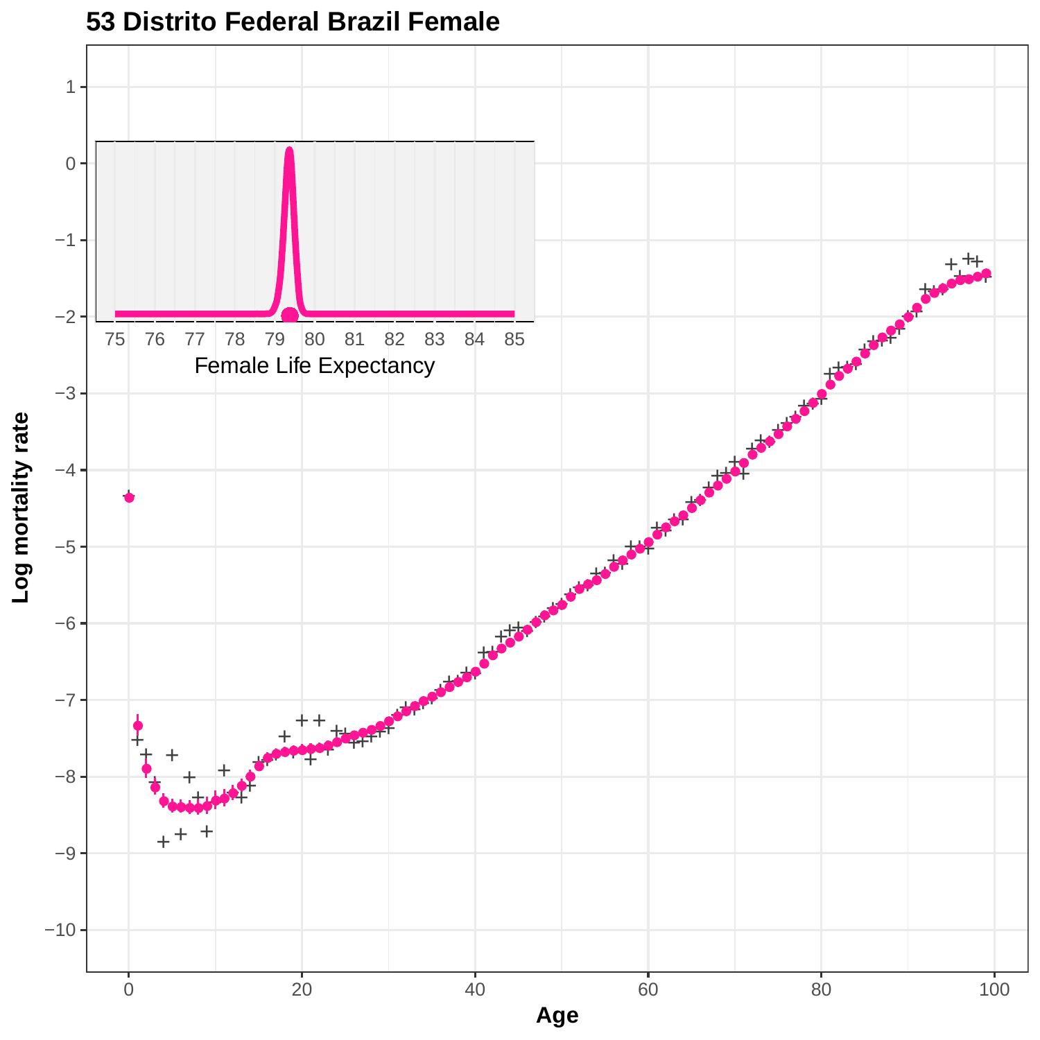53 Distrito Federal Brazil Female

Log mortality rate

Age

Female Life Expectancy

1
0
−1
−2
−3
−4
−5
−6
−7
−8
−9
−10

0
20
40
60
80
100

75
76
77
78
79
80
81
82
83
84
85